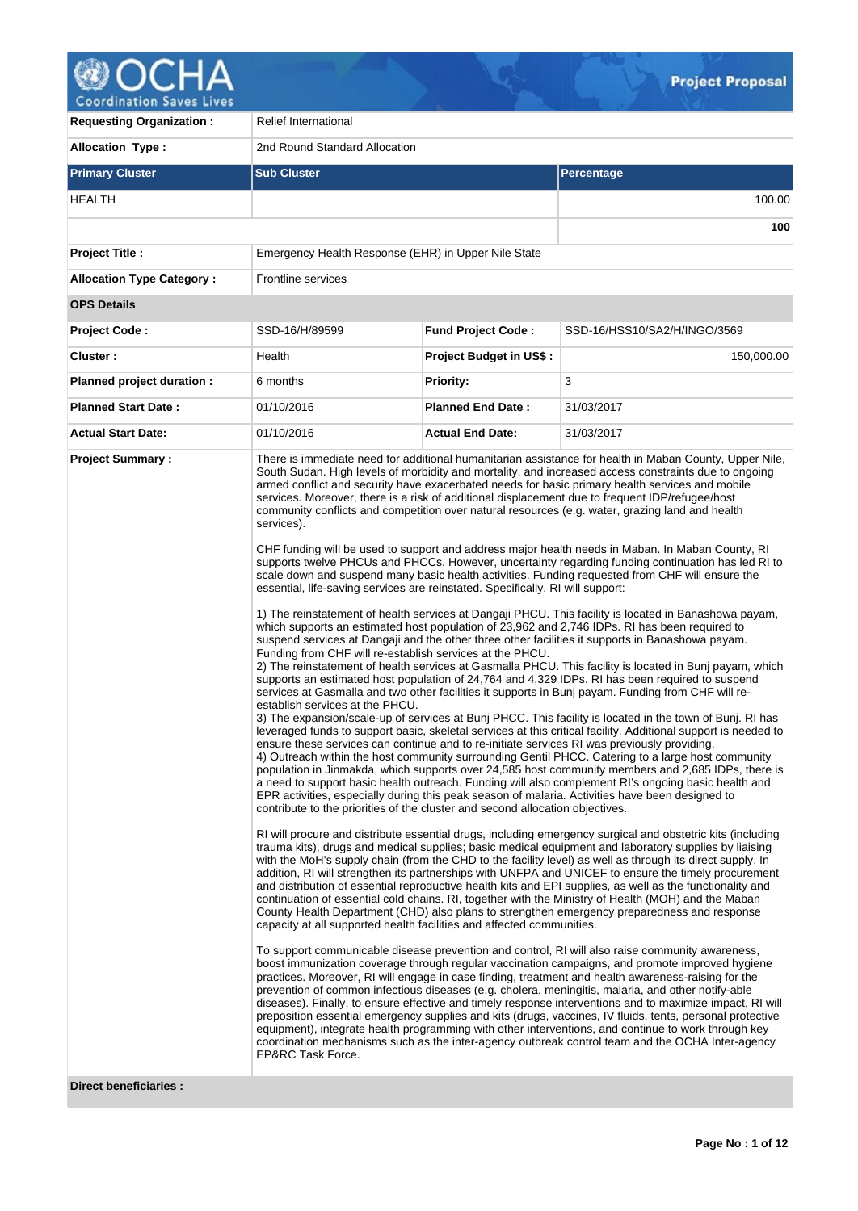| | | | |
|---|---|---|---|
| **Requesting Organization :** | Relief International | | |
| **Allocation Type :** | 2nd Round Standard Allocation | | |
| **Primary Cluster** | **Sub Cluster** | | **Percentage** |
| HEALTH | | | 100.00 |
| | | | **100** |
| **Project Title :** | Emergency Health Response (EHR) in Upper Nile State | | |
| **Allocation Type Category :** | Frontline services | | |
| **OPS Details** | | | |
| **Project Code :** | SSD-16/H/89599 | **Fund Project Code :** | SSD-16/HSS10/SA2/H/INGO/3569 |
| **Cluster :** | Health | **Project Budget in US$ :** | 150,000.00 |
| **Planned project duration :** | 6 months | **Priority:** | 3 |
| **Planned Start Date :** | 01/10/2016 | **Planned End Date :** | 31/03/2017 |
| **Actual Start Date:** | 01/10/2016 | **Actual End Date:** | 31/03/2017 |

**Project Summary :**

There is immediate need for additional humanitarian assistance for health in Maban County, Upper Nile, South Sudan. High levels of morbidity and mortality, and increased access constraints due to ongoing armed conflict and security have exacerbated needs for basic primary health services and mobile services. Moreover, there is a risk of additional displacement due to frequent IDP/refugee/host community conflicts and competition over natural resources (e.g. water, grazing land and health services).

CHF funding will be used to support and address major health needs in Maban. In Maban County, RI supports twelve PHCUs and PHCCs. However, uncertainty regarding funding continuation has led RI to scale down and suspend many basic health activities. Funding requested from CHF will ensure the essential, life-saving services are reinstated. Specifically, RI will support:

1) The reinstatement of health services at Dangaji PHCU. This facility is located in Banashowa payam, which supports an estimated host population of 23,962 and 2,746 IDPs. RI has been required to suspend services at Dangaji and the other three other facilities it supports in Banashowa payam. Funding from CHF will re-establish services at the PHCU.
2) The reinstatement of health services at Gasmalla PHCU. This facility is located in Bunj payam, which supports an estimated host population of 24,764 and 4,329 IDPs. RI has been required to suspend services at Gasmalla and two other facilities it supports in Bunj payam. Funding from CHF will re-establish services at the PHCU.
3) The expansion/scale-up of services at Bunj PHCC. This facility is located in the town of Bunj. RI has leveraged funds to support basic, skeletal services at this critical facility. Additional support is needed to ensure these services can continue and to re-initiate services RI was previously providing.
4) Outreach within the host community surrounding Gentil PHCC. Catering to a large host community population in Jinmakda, which supports over 24,585 host community members and 2,685 IDPs, there is a need to support basic health outreach. Funding will also complement RI's ongoing basic health and EPR activities, especially during this peak season of malaria. Activities have been designed to contribute to the priorities of the cluster and second allocation objectives.

RI will procure and distribute essential drugs, including emergency surgical and obstetric kits (including trauma kits), drugs and medical supplies; basic medical equipment and laboratory supplies by liaising with the MoH's supply chain (from the CHD to the facility level) as well as through its direct supply. In addition, RI will strengthen its partnerships with UNFPA and UNICEF to ensure the timely procurement and distribution of essential reproductive health kits and EPI supplies, as well as the functionality and continuation of essential cold chains. RI, together with the Ministry of Health (MOH) and the Maban County Health Department (CHD) also plans to strengthen emergency preparedness and response capacity at all supported health facilities and affected communities.

To support communicable disease prevention and control, RI will also raise community awareness, boost immunization coverage through regular vaccination campaigns, and promote improved hygiene practices. Moreover, RI will engage in case finding, treatment and health awareness-raising for the prevention of common infectious diseases (e.g. cholera, meningitis, malaria, and other notify-able diseases). Finally, to ensure effective and timely response interventions and to maximize impact, RI will preposition essential emergency supplies and kits (drugs, vaccines, IV fluids, tents, personal protective equipment), integrate health programming with other interventions, and continue to work through key coordination mechanisms such as the inter-agency outbreak control team and the OCHA Inter-agency EP&RC Task Force.

**Direct beneficiaries :**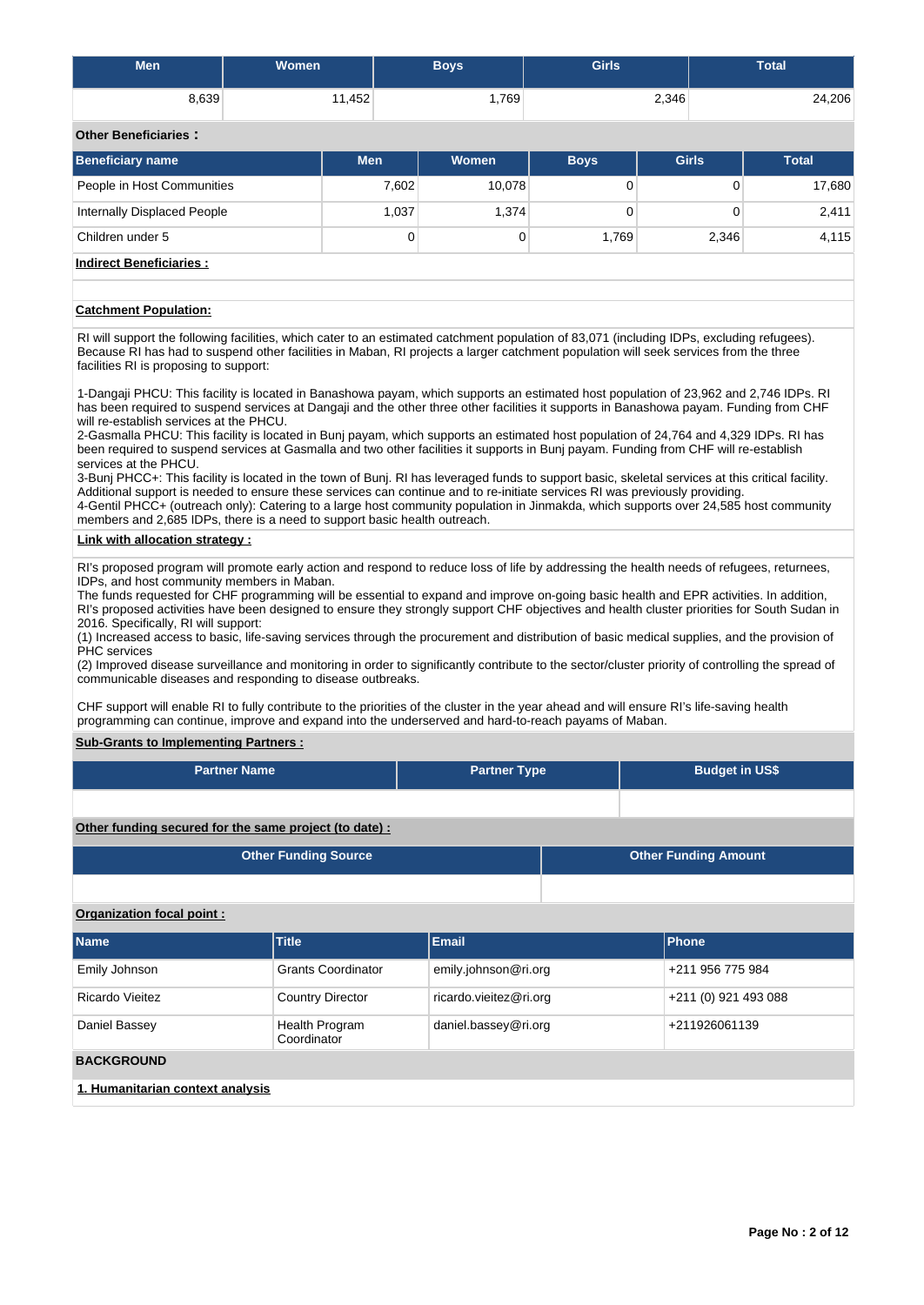| Men | Women | Boys | Girls | Total |
|---|---|---|---|---|
| 8,639 | 11,452 | 1,769 | 2,346 | 24,206 |

**Other Beneficiaries :**

| Beneficiary name | Men | Women | Boys | Girls | Total |
|---|---|---|---|---|---|
| People in Host Communities | 7,602 | 10,078 | 0 | 0 | 17,680 |
| Internally Displaced People | 1,037 | 1,374 | 0 | 0 | 2,411 |
| Children under 5 | 0 | 0 | 1,769 | 2,346 | 4,115 |

**Indirect Beneficiaries :**

**Catchment Population:**

RI will support the following facilities, which cater to an estimated catchment population of 83,071 (including IDPs, excluding refugees). Because RI has had to suspend other facilities in Maban, RI projects a larger catchment population will seek services from the three facilities RI is proposing to support:

1-Dangaji PHCU: This facility is located in Banashowa payam, which supports an estimated host population of 23,962 and 2,746 IDPs. RI has been required to suspend services at Dangaji and the other three other facilities it supports in Banashowa payam. Funding from CHF will re-establish services at the PHCU.
2-Gasmalla PHCU: This facility is located in Bunj payam, which supports an estimated host population of 24,764 and 4,329 IDPs. RI has been required to suspend services at Gasmalla and two other facilities it supports in Bunj payam. Funding from CHF will re-establish services at the PHCU.
3-Bunj PHCC+: This facility is located in the town of Bunj. RI has leveraged funds to support basic, skeletal services at this critical facility. Additional support is needed to ensure these services can continue and to re-initiate services RI was previously providing.
4-Gentil PHCC+ (outreach only): Catering to a large host community population in Jinmakda, which supports over 24,585 host community members and 2,685 IDPs, there is a need to support basic health outreach.

**Link with allocation strategy :**

RI's proposed program will promote early action and respond to reduce loss of life by addressing the health needs of refugees, returnees, IDPs, and host community members in Maban.
The funds requested for CHF programming will be essential to expand and improve on-going basic health and EPR activities. In addition, RI's proposed activities have been designed to ensure they strongly support CHF objectives and health cluster priorities for South Sudan in 2016. Specifically, RI will support:
(1) Increased access to basic, life-saving services through the procurement and distribution of basic medical supplies, and the provision of PHC services
(2) Improved disease surveillance and monitoring in order to significantly contribute to the sector/cluster priority of controlling the spread of communicable diseases and responding to disease outbreaks.

CHF support will enable RI to fully contribute to the priorities of the cluster in the year ahead and will ensure RI's life-saving health programming can continue, improve and expand into the underserved and hard-to-reach payams of Maban.

**Sub-Grants to Implementing Partners :**

| Partner Name | Partner Type | Budget in US$ |
|---|---|---|
| | | |

**Other funding secured for the same project (to date) :**

| Other Funding Source | Other Funding Amount |
|---|---|
| | |

**Organization focal point :**

| Name | Title | Email | Phone |
|---|---|---|---|
| Emily Johnson | Grants Coordinator | emily.johnson@ri.org | +211 956 775 984 |
| Ricardo Vieitez | Country Director | ricardo.vieitez@ri.org | +211 (0) 921 493 088 |
| Daniel Bassey | Health Program Coordinator | daniel.bassey@ri.org | +211926061139 |

**BACKGROUND**

**1. Humanitarian context analysis**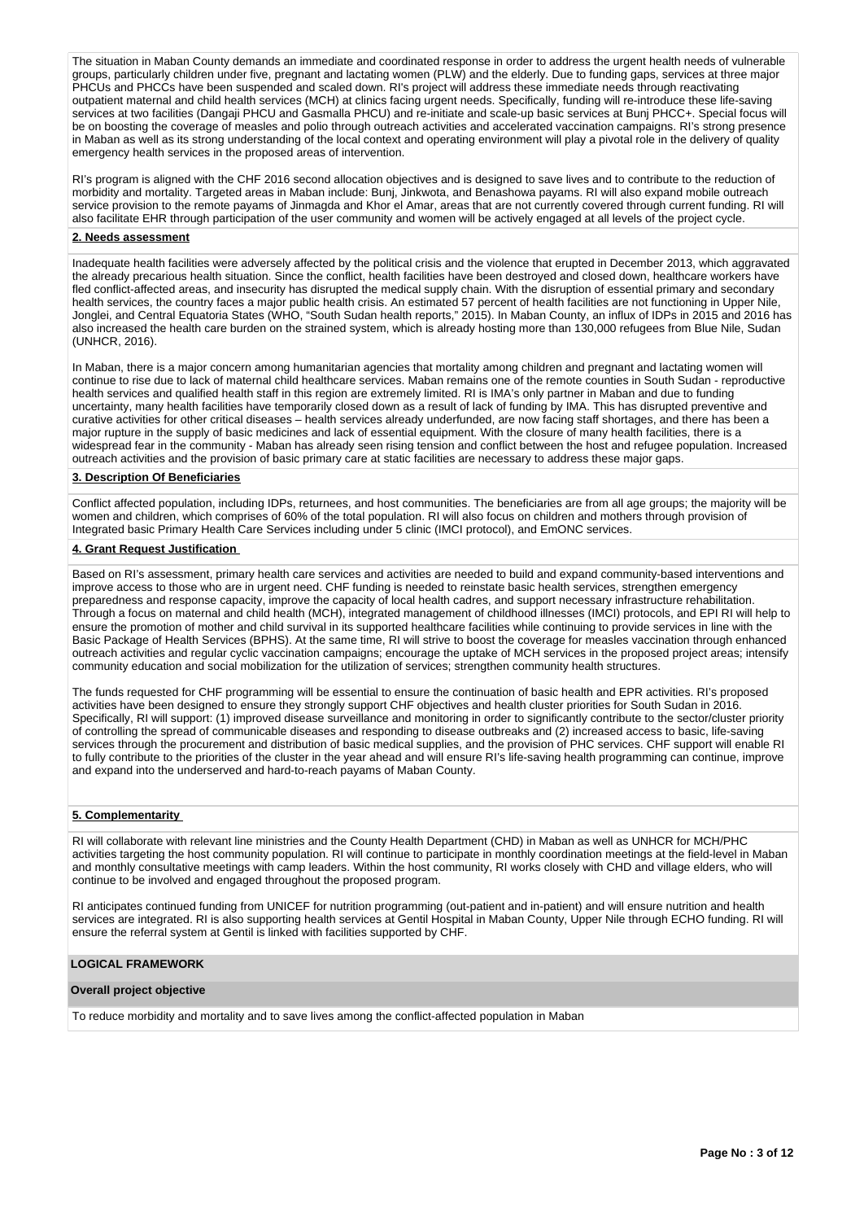The situation in Maban County demands an immediate and coordinated response in order to address the urgent health needs of vulnerable groups, particularly children under five, pregnant and lactating women (PLW) and the elderly. Due to funding gaps, services at three major PHCUs and PHCCs have been suspended and scaled down. RI's project will address these immediate needs through reactivating outpatient maternal and child health services (MCH) at clinics facing urgent needs. Specifically, funding will re-introduce these life-saving services at two facilities (Dangaji PHCU and Gasmalla PHCU) and re-initiate and scale-up basic services at Bunj PHCC+. Special focus will be on boosting the coverage of measles and polio through outreach activities and accelerated vaccination campaigns. RI's strong presence in Maban as well as its strong understanding of the local context and operating environment will play a pivotal role in the delivery of quality emergency health services in the proposed areas of intervention.

RI's program is aligned with the CHF 2016 second allocation objectives and is designed to save lives and to contribute to the reduction of morbidity and mortality. Targeted areas in Maban include: Bunj, Jinkwota, and Benashowa payams. RI will also expand mobile outreach service provision to the remote payams of Jinmagda and Khor el Amar, areas that are not currently covered through current funding. RI will also facilitate EHR through participation of the user community and women will be actively engaged at all levels of the project cycle.

**2. Needs assessment**

Inadequate health facilities were adversely affected by the political crisis and the violence that erupted in December 2013, which aggravated the already precarious health situation. Since the conflict, health facilities have been destroyed and closed down, healthcare workers have fled conflict-affected areas, and insecurity has disrupted the medical supply chain. With the disruption of essential primary and secondary health services, the country faces a major public health crisis. An estimated 57 percent of health facilities are not functioning in Upper Nile, Jonglei, and Central Equatoria States (WHO, "South Sudan health reports," 2015). In Maban County, an influx of IDPs in 2015 and 2016 has also increased the health care burden on the strained system, which is already hosting more than 130,000 refugees from Blue Nile, Sudan (UNHCR, 2016).

In Maban, there is a major concern among humanitarian agencies that mortality among children and pregnant and lactating women will continue to rise due to lack of maternal child healthcare services. Maban remains one of the remote counties in South Sudan - reproductive health services and qualified health staff in this region are extremely limited. RI is IMA's only partner in Maban and due to funding uncertainty, many health facilities have temporarily closed down as a result of lack of funding by IMA. This has disrupted preventive and curative activities for other critical diseases – health services already underfunded, are now facing staff shortages, and there has been a major rupture in the supply of basic medicines and lack of essential equipment. With the closure of many health facilities, there is a widespread fear in the community - Maban has already seen rising tension and conflict between the host and refugee population. Increased outreach activities and the provision of basic primary care at static facilities are necessary to address these major gaps.

**3. Description Of Beneficiaries**

Conflict affected population, including IDPs, returnees, and host communities. The beneficiaries are from all age groups; the majority will be women and children, which comprises of 60% of the total population. RI will also focus on children and mothers through provision of Integrated basic Primary Health Care Services including under 5 clinic (IMCI protocol), and EmONC services.

**4. Grant Request Justification**

Based on RI's assessment, primary health care services and activities are needed to build and expand community-based interventions and improve access to those who are in urgent need. CHF funding is needed to reinstate basic health services, strengthen emergency preparedness and response capacity, improve the capacity of local health cadres, and support necessary infrastructure rehabilitation. Through a focus on maternal and child health (MCH), integrated management of childhood illnesses (IMCI) protocols, and EPI RI will help to ensure the promotion of mother and child survival in its supported healthcare facilities while continuing to provide services in line with the Basic Package of Health Services (BPHS). At the same time, RI will strive to boost the coverage for measles vaccination through enhanced outreach activities and regular cyclic vaccination campaigns; encourage the uptake of MCH services in the proposed project areas; intensify community education and social mobilization for the utilization of services; strengthen community health structures.

The funds requested for CHF programming will be essential to ensure the continuation of basic health and EPR activities. RI's proposed activities have been designed to ensure they strongly support CHF objectives and health cluster priorities for South Sudan in 2016. Specifically, RI will support: (1) improved disease surveillance and monitoring in order to significantly contribute to the sector/cluster priority of controlling the spread of communicable diseases and responding to disease outbreaks and (2) increased access to basic, life-saving services through the procurement and distribution of basic medical supplies, and the provision of PHC services. CHF support will enable RI to fully contribute to the priorities of the cluster in the year ahead and will ensure RI's life-saving health programming can continue, improve and expand into the underserved and hard-to-reach payams of Maban County.

**5. Complementarity**

RI will collaborate with relevant line ministries and the County Health Department (CHD) in Maban as well as UNHCR for MCH/PHC activities targeting the host community population. RI will continue to participate in monthly coordination meetings at the field-level in Maban and monthly consultative meetings with camp leaders. Within the host community, RI works closely with CHD and village elders, who will continue to be involved and engaged throughout the proposed program.

RI anticipates continued funding from UNICEF for nutrition programming (out-patient and in-patient) and will ensure nutrition and health services are integrated. RI is also supporting health services at Gentil Hospital in Maban County, Upper Nile through ECHO funding. RI will ensure the referral system at Gentil is linked with facilities supported by CHF.

## LOGICAL FRAMEWORK

**Overall project objective**

To reduce morbidity and mortality and to save lives among the conflict-affected population in Maban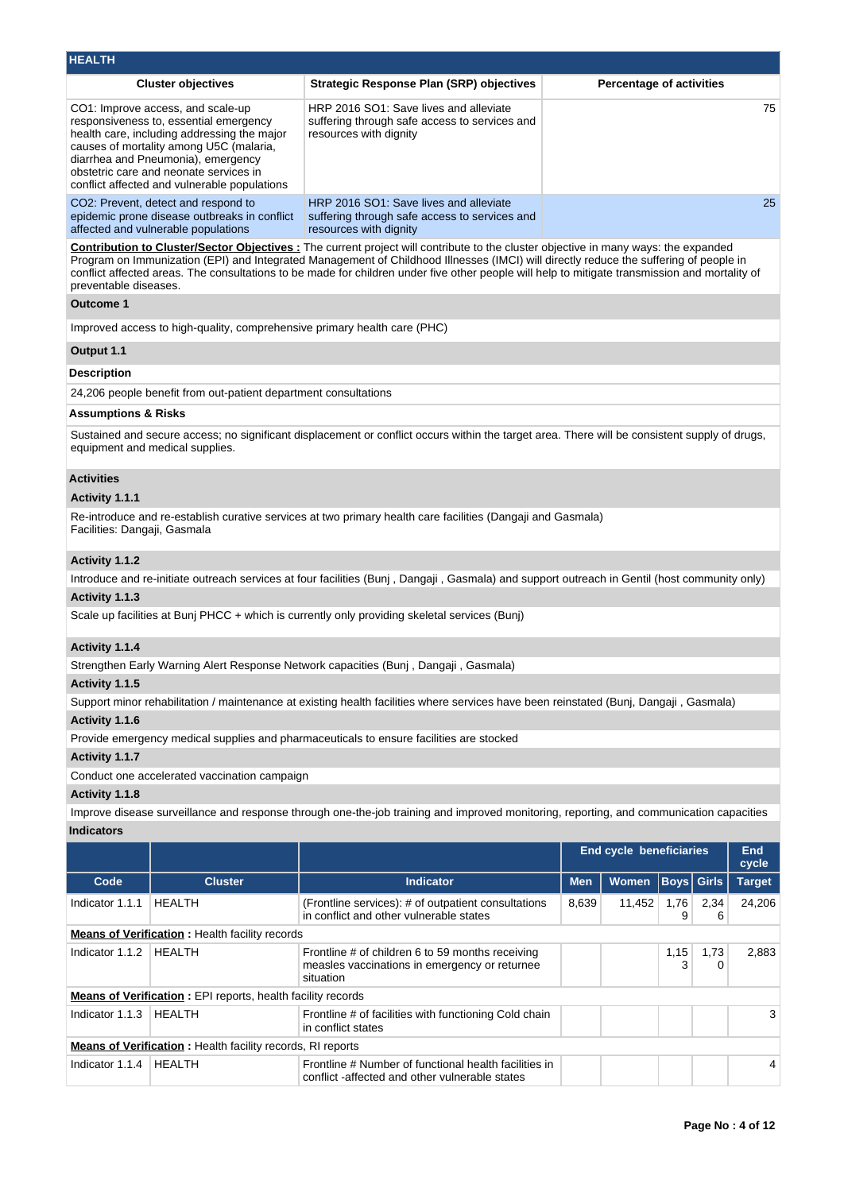## HEALTH

| Cluster objectives | Strategic Response Plan (SRP) objectives | Percentage of activities |
|---|---|---|
| CO1: Improve access, and scale-up responsiveness to, essential emergency health care, including addressing the major causes of mortality among U5C (malaria, diarrhea and Pneumonia), emergency obstetric care and neonate services in conflict affected and vulnerable populations | HRP 2016 SO1: Save lives and alleviate suffering through safe access to services and resources with dignity | 75 |
| CO2: Prevent, detect and respond to epidemic prone disease outbreaks in conflict affected and vulnerable populations | HRP 2016 SO1: Save lives and alleviate suffering through safe access to services and resources with dignity | 25 |

**Contribution to Cluster/Sector Objectives :** The current project will contribute to the cluster objective in many ways: the expanded Program on Immunization (EPI) and Integrated Management of Childhood Illnesses (IMCI) will directly reduce the suffering of people in conflict affected areas. The consultations to be made for children under five other people will help to mitigate transmission and mortality of preventable diseases.

### Outcome 1

Improved access to high-quality, comprehensive primary health care (PHC)

### Output 1.1

**Description**

24,206 people benefit from out-patient department consultations

**Assumptions & Risks**

Sustained and secure access; no significant displacement or conflict occurs within the target area. There will be consistent supply of drugs, equipment and medical supplies.

**Activities**

**Activity 1.1.1**

Re-introduce and re-establish curative services at two primary health care facilities (Dangaji and Gasmala)
Facilities: Dangaji, Gasmala

**Activity 1.1.2**

Introduce and re-initiate outreach services at four facilities (Bunj , Dangaji , Gasmala) and support outreach in Gentil (host community only)

**Activity 1.1.3**

Scale up facilities at Bunj PHCC + which is currently only providing skeletal services (Bunj)

**Activity 1.1.4**

Strengthen Early Warning Alert Response Network capacities (Bunj , Dangaji , Gasmala)

**Activity 1.1.5**

Support minor rehabilitation / maintenance at existing health facilities where services have been reinstated (Bunj, Dangaji , Gasmala)

**Activity 1.1.6**

Provide emergency medical supplies and pharmaceuticals to ensure facilities are stocked

**Activity 1.1.7**

Conduct one accelerated vaccination campaign

**Activity 1.1.8**

Improve disease surveillance and response through one-the-job training and improved monitoring, reporting, and communication capacities

**Indicators**

| | | | End cycle beneficiaries | | | | End cycle |
|---|---|---|---|---|---|---|---|
| **Code** | **Cluster** | **Indicator** | **Men** | **Women** | **Boys** | **Girls** | **Target** |
| Indicator 1.1.1 | HEALTH | (Frontline services): # of outpatient consultations in conflict and other vulnerable states | 8,639 | 11,452 | 1,769 | 2,346 | 24,206 |
| **Means of Verification :** Health facility records | | | | | | | |
| Indicator 1.1.2 | HEALTH | Frontline # of children 6 to 59 months receiving measles vaccinations in emergency or returnee situation | | | 1,153 | 1,730 | 2,883 |
| **Means of Verification :** EPI reports, health facility records | | | | | | | |
| Indicator 1.1.3 | HEALTH | Frontline # of facilities with functioning Cold chain in conflict states | | | | | 3 |
| **Means of Verification :** Health facility records, RI reports | | | | | | | |
| Indicator 1.1.4 | HEALTH | Frontline # Number of functional health facilities in conflict -affected and other vulnerable states | | | | | 4 |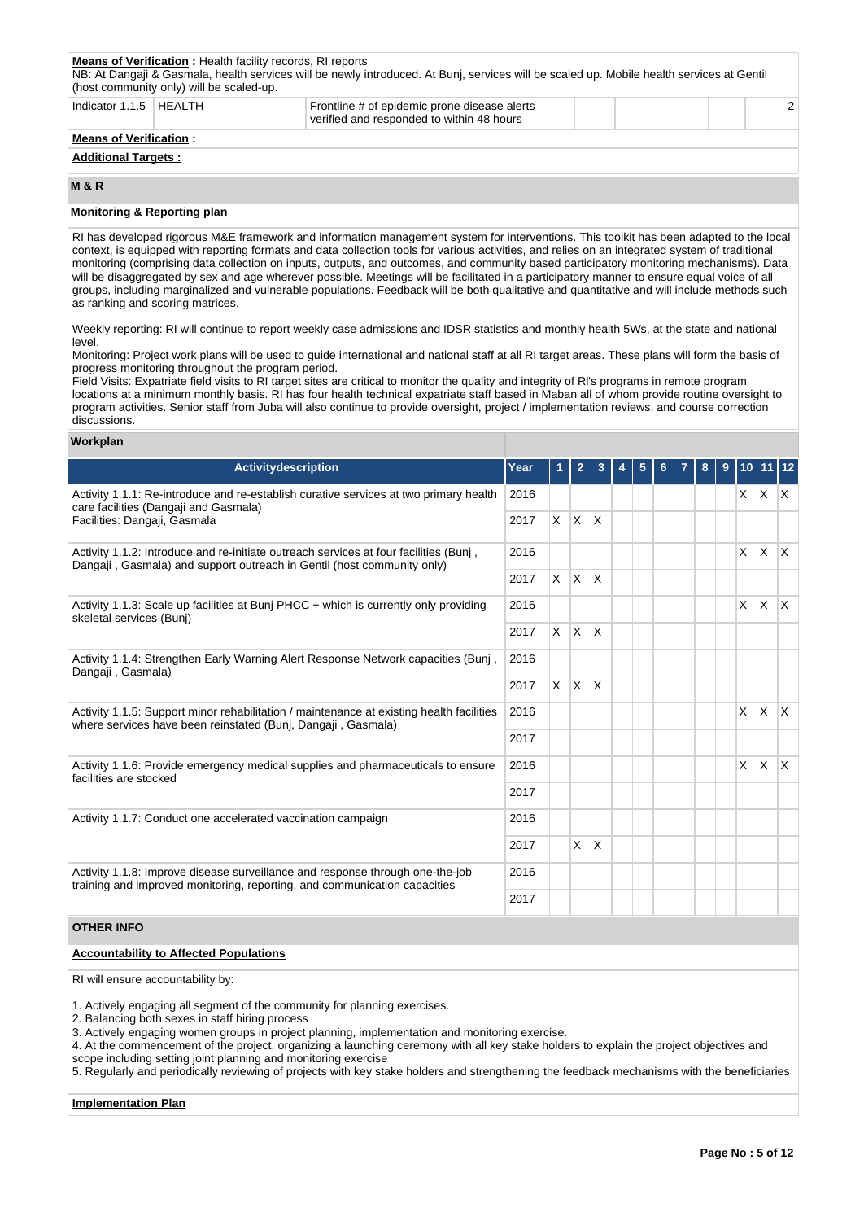**Means of Verification :** Health facility records, RI reports
NB: At Dangaji & Gasmala, health services will be newly introduced. At Bunj, services will be scaled up. Mobile health services at Gentil (host community only) will be scaled-up.

| Indicator 1.1.5 | HEALTH | Frontline # of epidemic prone disease alerts verified and responded to within 48 hours | | | | | 2 |
|---|---|---|---|---|---|---|---|

**Means of Verification :**

**Additional Targets :**

## M & R

### Monitoring & Reporting plan

RI has developed rigorous M&E framework and information management system for interventions. This toolkit has been adapted to the local context, is equipped with reporting formats and data collection tools for various activities, and relies on an integrated system of traditional monitoring (comprising data collection on inputs, outputs, and outcomes, and community based participatory monitoring mechanisms). Data will be disaggregated by sex and age wherever possible. Meetings will be facilitated in a participatory manner to ensure equal voice of all groups, including marginalized and vulnerable populations. Feedback will be both qualitative and quantitative and will include methods such as ranking and scoring matrices.

Weekly reporting: RI will continue to report weekly case admissions and IDSR statistics and monthly health 5Ws, at the state and national level.
Monitoring: Project work plans will be used to guide international and national staff at all RI target areas. These plans will form the basis of progress monitoring throughout the program period.
Field Visits: Expatriate field visits to RI target sites are critical to monitor the quality and integrity of RI's programs in remote program locations at a minimum monthly basis. RI has four health technical expatriate staff based in Maban all of whom provide routine oversight to program activities. Senior staff from Juba will also continue to provide oversight, project / implementation reviews, and course correction discussions.

### Workplan

| Activitydescription | Year | 1 | 2 | 3 | 4 | 5 | 6 | 7 | 8 | 9 | 10 | 11 | 12 |
|---|---|---|---|---|---|---|---|---|---|---|---|---|---|
| Activity 1.1.1: Re-introduce and re-establish curative services at two primary health care facilities (Dangaji and Gasmala) Facilities: Dangaji, Gasmala | 2016 | | | | | | | | | | X | X | X |
| | 2017 | X | X | X | | | | | | | | | |
| Activity 1.1.2: Introduce and re-initiate outreach services at four facilities (Bunj , Dangaji , Gasmala) and support outreach in Gentil (host community only) | 2016 | | | | | | | | | | X | X | X |
| | 2017 | X | X | X | | | | | | | | | |
| Activity 1.1.3: Scale up facilities at Bunj PHCC + which is currently only providing skeletal services (Bunj) | 2016 | | | | | | | | | | X | X | X |
| | 2017 | X | X | X | | | | | | | | | |
| Activity 1.1.4: Strengthen Early Warning Alert Response Network capacities (Bunj , Dangaji , Gasmala) | 2016 | | | | | | | | | | | | |
| | 2017 | X | X | X | | | | | | | | | |
| Activity 1.1.5: Support minor rehabilitation / maintenance at existing health facilities where services have been reinstated (Bunj, Dangaji , Gasmala) | 2016 | | | | | | | | | | X | X | X |
| | 2017 | | | | | | | | | | | | |
| Activity 1.1.6: Provide emergency medical supplies and pharmaceuticals to ensure facilities are stocked | 2016 | | | | | | | | | | X | X | X |
| | 2017 | | | | | | | | | | | | |
| Activity 1.1.7: Conduct one accelerated vaccination campaign | 2016 | | | | | | | | | | | | |
| | 2017 | | X | X | | | | | | | | | |
| Activity 1.1.8: Improve disease surveillance and response through one-the-job training and improved monitoring, reporting, and communication capacities | 2016 | | | | | | | | | | | | |
| | 2017 | | | | | | | | | | | | |

## OTHER INFO

### Accountability to Affected Populations

RI will ensure accountability by:

1. Actively engaging all segment of the community for planning exercises.
2. Balancing both sexes in staff hiring process
3. Actively engaging women groups in project planning, implementation and monitoring exercise.
4. At the commencement of the project, organizing a launching ceremony with all key stake holders to explain the project objectives and scope including setting joint planning and monitoring exercise
5. Regularly and periodically reviewing of projects with key stake holders and strengthening the feedback mechanisms with the beneficiaries

### Implementation Plan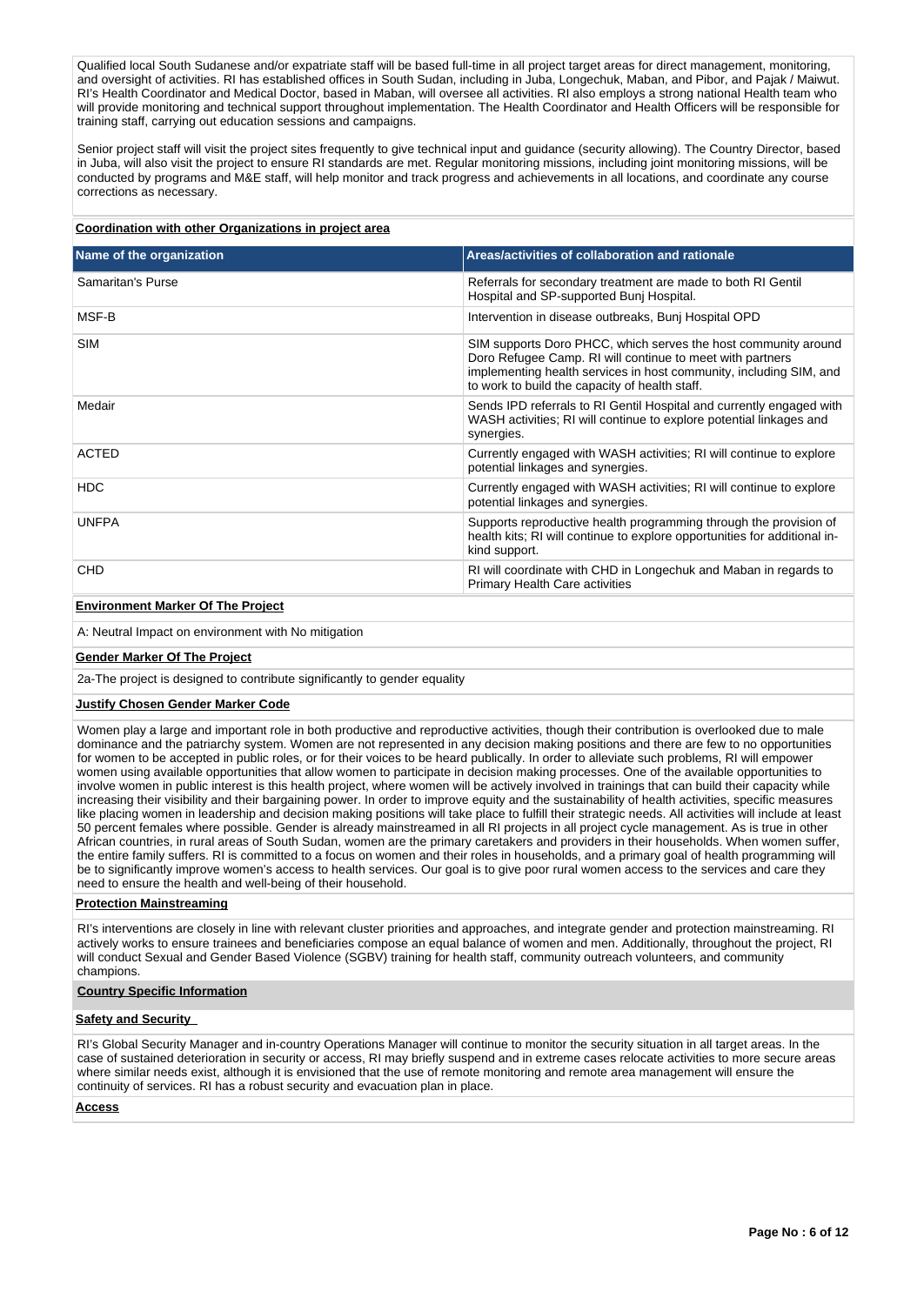Qualified local South Sudanese and/or expatriate staff will be based full-time in all project target areas for direct management, monitoring, and oversight of activities. RI has established offices in South Sudan, including in Juba, Longechuk, Maban, and Pibor, and Pajak / Maiwut. RI's Health Coordinator and Medical Doctor, based in Maban, will oversee all activities. RI also employs a strong national Health team who will provide monitoring and technical support throughout implementation. The Health Coordinator and Health Officers will be responsible for training staff, carrying out education sessions and campaigns.

Senior project staff will visit the project sites frequently to give technical input and guidance (security allowing). The Country Director, based in Juba, will also visit the project to ensure RI standards are met. Regular monitoring missions, including joint monitoring missions, will be conducted by programs and M&E staff, will help monitor and track progress and achievements in all locations, and coordinate any course corrections as necessary.

**Coordination with other Organizations in project area**

| Name of the organization | Areas/activities of collaboration and rationale |
|---|---|
| Samaritan's Purse | Referrals for secondary treatment are made to both RI Gentil Hospital and SP-supported Bunj Hospital. |
| MSF-B | Intervention in disease outbreaks, Bunj Hospital OPD |
| SIM | SIM supports Doro PHCC, which serves the host community around Doro Refugee Camp. RI will continue to meet with partners implementing health services in host community, including SIM, and to work to build the capacity of health staff. |
| Medair | Sends IPD referrals to RI Gentil Hospital and currently engaged with WASH activities; RI will continue to explore potential linkages and synergies. |
| ACTED | Currently engaged with WASH activities; RI will continue to explore potential linkages and synergies. |
| HDC | Currently engaged with WASH activities; RI will continue to explore potential linkages and synergies. |
| UNFPA | Supports reproductive health programming through the provision of health kits; RI will continue to explore opportunities for additional in-kind support. |
| CHD | RI will coordinate with CHD in Longechuk and Maban in regards to Primary Health Care activities |

**Environment Marker Of The Project**

A: Neutral Impact on environment with No mitigation

**Gender Marker Of The Project**

2a-The project is designed to contribute significantly to gender equality

**Justify Chosen Gender Marker Code**

Women play a large and important role in both productive and reproductive activities, though their contribution is overlooked due to male dominance and the patriarchy system. Women are not represented in any decision making positions and there are few to no opportunities for women to be accepted in public roles, or for their voices to be heard publically. In order to alleviate such problems, RI will empower women using available opportunities that allow women to participate in decision making processes. One of the available opportunities to involve women in public interest is this health project, where women will be actively involved in trainings that can build their capacity while increasing their visibility and their bargaining power. In order to improve equity and the sustainability of health activities, specific measures like placing women in leadership and decision making positions will take place to fulfill their strategic needs. All activities will include at least 50 percent females where possible. Gender is already mainstreamed in all RI projects in all project cycle management. As is true in other African countries, in rural areas of South Sudan, women are the primary caretakers and providers in their households. When women suffer, the entire family suffers. RI is committed to a focus on women and their roles in households, and a primary goal of health programming will be to significantly improve women's access to health services. Our goal is to give poor rural women access to the services and care they need to ensure the health and well-being of their household.

**Protection Mainstreaming**

RI's interventions are closely in line with relevant cluster priorities and approaches, and integrate gender and protection mainstreaming. RI actively works to ensure trainees and beneficiaries compose an equal balance of women and men. Additionally, throughout the project, RI will conduct Sexual and Gender Based Violence (SGBV) training for health staff, community outreach volunteers, and community champions.

**Country Specific Information**

**Safety and Security**

RI's Global Security Manager and in-country Operations Manager will continue to monitor the security situation in all target areas. In the case of sustained deterioration in security or access, RI may briefly suspend and in extreme cases relocate activities to more secure areas where similar needs exist, although it is envisioned that the use of remote monitoring and remote area management will ensure the continuity of services. RI has a robust security and evacuation plan in place.

**Access**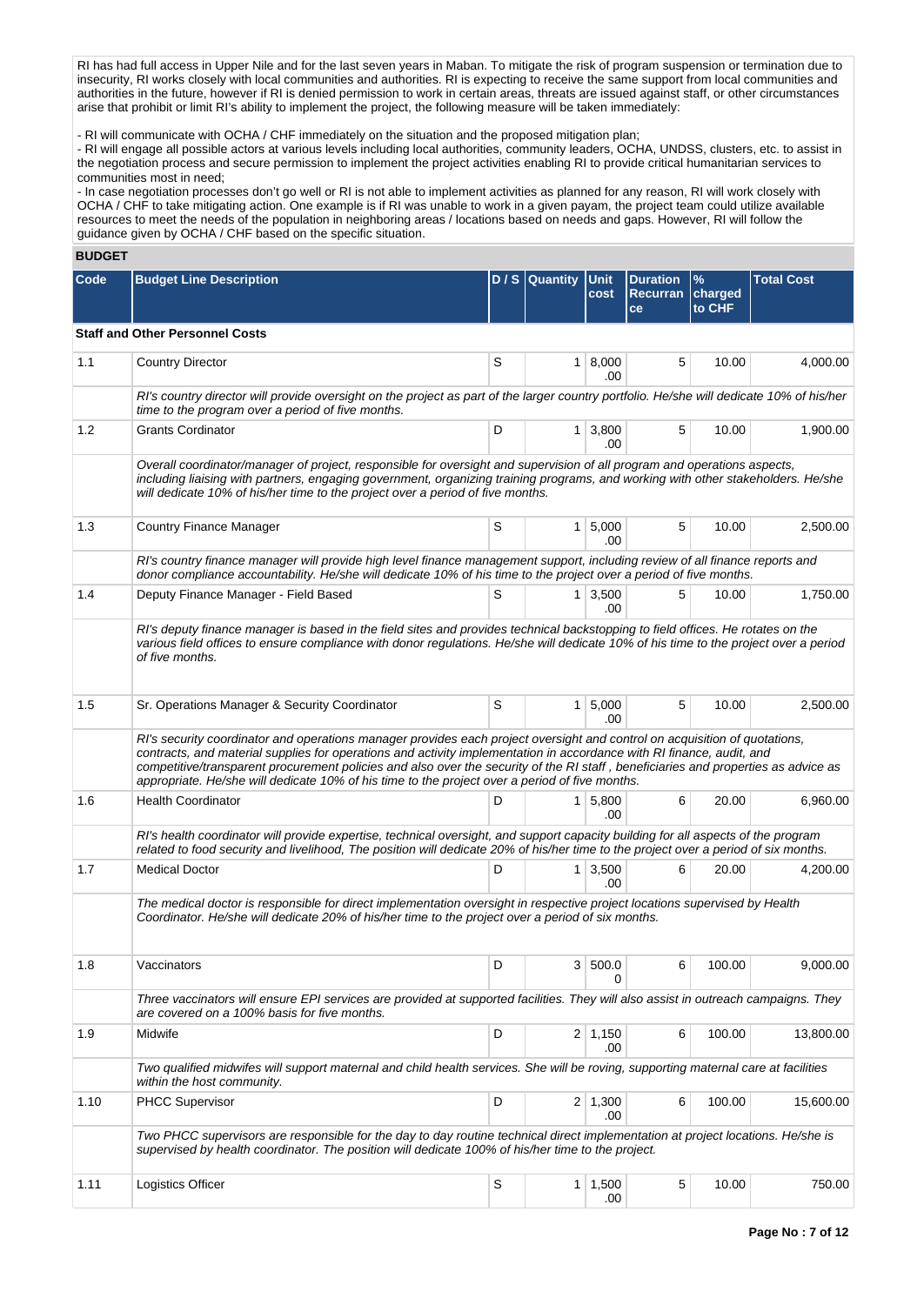RI has had full access in Upper Nile and for the last seven years in Maban. To mitigate the risk of program suspension or termination due to insecurity, RI works closely with local communities and authorities. RI is expecting to receive the same support from local communities and authorities in the future, however if RI is denied permission to work in certain areas, threats are issued against staff, or other circumstances arise that prohibit or limit RI's ability to implement the project, the following measure will be taken immediately:

- RI will communicate with OCHA / CHF immediately on the situation and the proposed mitigation plan;
- RI will engage all possible actors at various levels including local authorities, community leaders, OCHA, UNDSS, clusters, etc. to assist in the negotiation process and secure permission to implement the project activities enabling RI to provide critical humanitarian services to communities most in need;
- In case negotiation processes don't go well or RI is not able to implement activities as planned for any reason, RI will work closely with OCHA / CHF to take mitigating action. One example is if RI was unable to work in a given payam, the project team could utilize available resources to meet the needs of the population in neighboring areas / locations based on needs and gaps. However, RI will follow the guidance given by OCHA / CHF based on the specific situation.

## BUDGET

| Code | Budget Line Description | D / S | Quantity | Unit cost | Duration Recurrance | % charged to CHF | Total Cost |
|---|---|---|---|---|---|---|---|
| **Staff and Other Personnel Costs** | | | | | | | |
| 1.1 | Country Director | S | 1 | 8,000.00 | 5 | 10.00 | 4,000.00 |
| | *RI's country director will provide oversight on the project as part of the larger country portfolio. He/she will dedicate 10% of his/her time to the program over a period of five months.* | | | | | | |
| 1.2 | Grants Cordinator | D | 1 | 3,800.00 | 5 | 10.00 | 1,900.00 |
| | *Overall coordinator/manager of project, responsible for oversight and supervision of all program and operations aspects, including liaising with partners, engaging government, organizing training programs, and working with other stakeholders. He/she will dedicate 10% of his/her time to the project over a period of five months.* | | | | | | |
| 1.3 | Country Finance Manager | S | 1 | 5,000.00 | 5 | 10.00 | 2,500.00 |
| | *RI's country finance manager will provide high level finance management support, including review of all finance reports and donor compliance accountability. He/she will dedicate 10% of his time to the project over a period of five months.* | | | | | | |
| 1.4 | Deputy Finance Manager - Field Based | S | 1 | 3,500.00 | 5 | 10.00 | 1,750.00 |
| | *RI's deputy finance manager is based in the field sites and provides technical backstopping to field offices. He rotates on the various field offices to ensure compliance with donor regulations. He/she will dedicate 10% of his time to the project over a period of five months.* | | | | | | |
| 1.5 | Sr. Operations Manager & Security Coordinator | S | 1 | 5,000.00 | 5 | 10.00 | 2,500.00 |
| | *RI's security coordinator and operations manager provides each project oversight and control on acquisition of quotations, contracts, and material supplies for operations and activity implementation in accordance with RI finance, audit, and competitive/transparent procurement policies and also over the security of the RI staff , beneficiaries and properties as advice as appropriate. He/she will dedicate 10% of his time to the project over a period of five months.* | | | | | | |
| 1.6 | Health Coordinator | D | 1 | 5,800.00 | 6 | 20.00 | 6,960.00 |
| | *RI's health coordinator will provide expertise, technical oversight, and support capacity building for all aspects of the program related to food security and livelihood, The position will dedicate 20% of his/her time to the project over a period of six months.* | | | | | | |
| 1.7 | Medical Doctor | D | 1 | 3,500.00 | 6 | 20.00 | 4,200.00 |
| | *The medical doctor is responsible for direct implementation oversight in respective project locations supervised by Health Coordinator. He/she will dedicate 20% of his/her time to the project over a period of six months.* | | | | | | |
| 1.8 | Vaccinators | D | 3 | 500.00 | 6 | 100.00 | 9,000.00 |
| | *Three vaccinators will ensure EPI services are provided at supported facilities. They will also assist in outreach campaigns. They are covered on a 100% basis for five months.* | | | | | | |
| 1.9 | Midwife | D | 2 | 1,150.00 | 6 | 100.00 | 13,800.00 |
| | *Two qualified midwifes will support maternal and child health services. She will be roving, supporting maternal care at facilities within the host community.* | | | | | | |
| 1.10 | PHCC Supervisor | D | 2 | 1,300.00 | 6 | 100.00 | 15,600.00 |
| | *Two PHCC supervisors are responsible for the day to day routine technical direct implementation at project locations. He/she is supervised by health coordinator. The position will dedicate 100% of his/her time to the project.* | | | | | | |
| 1.11 | Logistics Officer | S | 1 | 1,500.00 | 5 | 10.00 | 750.00 |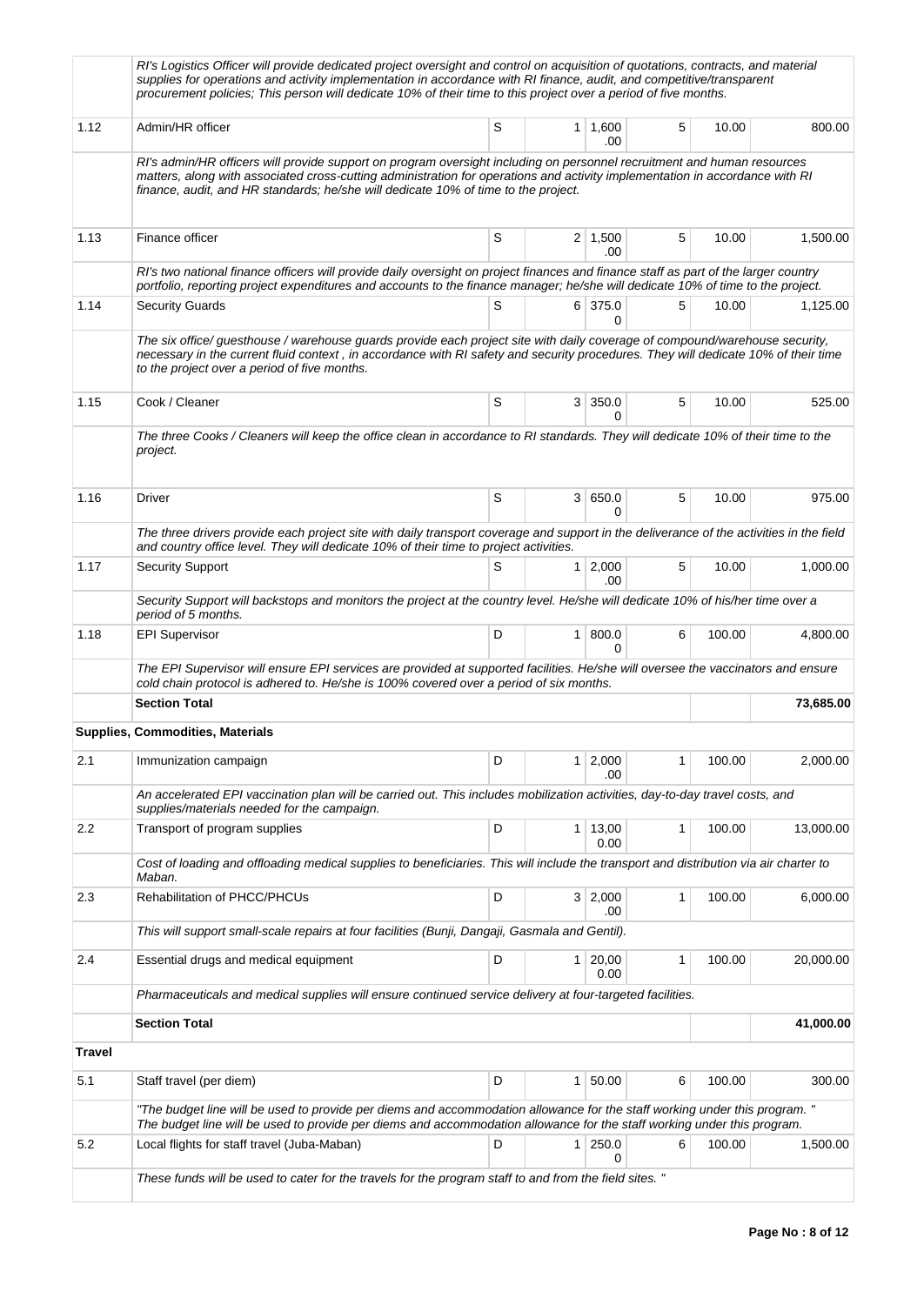| | | | | | | | |
|---|---|---|---|---|---|---|---|
| | RI's Logistics Officer will provide dedicated project oversight and control on acquisition of quotations, contracts, and material supplies for operations and activity implementation in accordance with RI finance, audit, and competitive/transparent procurement policies; This person will dedicate 10% of their time to this project over a period of five months. | | | | | | |
| 1.12 | Admin/HR officer | S | 1 | 1,600.00 | 5 | 10.00 | 800.00 |
| | RI's admin/HR officers will provide support on program oversight including on personnel recruitment and human resources matters, along with associated cross-cutting administration for operations and activity implementation in accordance with RI finance, audit, and HR standards; he/she will dedicate 10% of time to the project. | | | | | | |
| 1.13 | Finance officer | S | 2 | 1,500.00 | 5 | 10.00 | 1,500.00 |
| | RI's two national finance officers will provide daily oversight on project finances and finance staff as part of the larger country portfolio, reporting project expenditures and accounts to the finance manager; he/she will dedicate 10% of time to the project. | | | | | | |
| 1.14 | Security Guards | S | 6 | 375.00 | 5 | 10.00 | 1,125.00 |
| | The six office/ guesthouse / warehouse guards provide each project site with daily coverage of compound/warehouse security, necessary in the current fluid context , in accordance with RI safety and security procedures. They will dedicate 10% of their time to the project over a period of five months. | | | | | | |
| 1.15 | Cook / Cleaner | S | 3 | 350.00 | 5 | 10.00 | 525.00 |
| | The three Cooks / Cleaners will keep the office clean in accordance to RI standards. They will dedicate 10% of their time to the project. | | | | | | |
| 1.16 | Driver | S | 3 | 650.00 | 5 | 10.00 | 975.00 |
| | The three drivers provide each project site with daily transport coverage and support in the deliverance of the activities in the field and country office level. They will dedicate 10% of their time to project activities. | | | | | | |
| 1.17 | Security Support | S | 1 | 2,000.00 | 5 | 10.00 | 1,000.00 |
| | Security Support will backstops and monitors the project at the country level. He/she will dedicate 10% of his/her time over a period of 5 months. | | | | | | |
| 1.18 | EPI Supervisor | D | 1 | 800.00 | 6 | 100.00 | 4,800.00 |
| | The EPI Supervisor will ensure EPI services are provided at supported facilities. He/she will oversee the vaccinators and ensure cold chain protocol is adhered to. He/she is 100% covered over a period of six months. | | | | | | |
| | **Section Total** | | | | | | **73,685.00** |
| **Supplies, Commodities, Materials** | | | | | | | |
| 2.1 | Immunization campaign | D | 1 | 2,000.00 | 1 | 100.00 | 2,000.00 |
| | An accelerated EPI vaccination plan will be carried out. This includes mobilization activities, day-to-day travel costs, and supplies/materials needed for the campaign. | | | | | | |
| 2.2 | Transport of program supplies | D | 1 | 13,000.00 | 1 | 100.00 | 13,000.00 |
| | Cost of loading and offloading medical supplies to beneficiaries. This will include the transport and distribution via air charter to Maban. | | | | | | |
| 2.3 | Rehabilitation of PHCC/PHCUs | D | 3 | 2,000.00 | 1 | 100.00 | 6,000.00 |
| | This will support small-scale repairs at four facilities (Bunji, Dangaji, Gasmala and Gentil). | | | | | | |
| 2.4 | Essential drugs and medical equipment | D | 1 | 20,000.00 | 1 | 100.00 | 20,000.00 |
| | Pharmaceuticals and medical supplies will ensure continued service delivery at four-targeted facilities. | | | | | | |
| | **Section Total** | | | | | | **41,000.00** |
| **Travel** | | | | | | | |
| 5.1 | Staff travel (per diem) | D | 1 | 50.00 | 6 | 100.00 | 300.00 |
| | "The budget line will be used to provide per diems and accommodation allowance for the staff working under this program. " The budget line will be used to provide per diems and accommodation allowance for the staff working under this program. | | | | | | |
| 5.2 | Local flights for staff travel (Juba-Maban) | D | 1 | 250.00 | 6 | 100.00 | 1,500.00 |
| | These funds will be used to cater for the travels for the program staff to and from the field sites. " | | | | | | |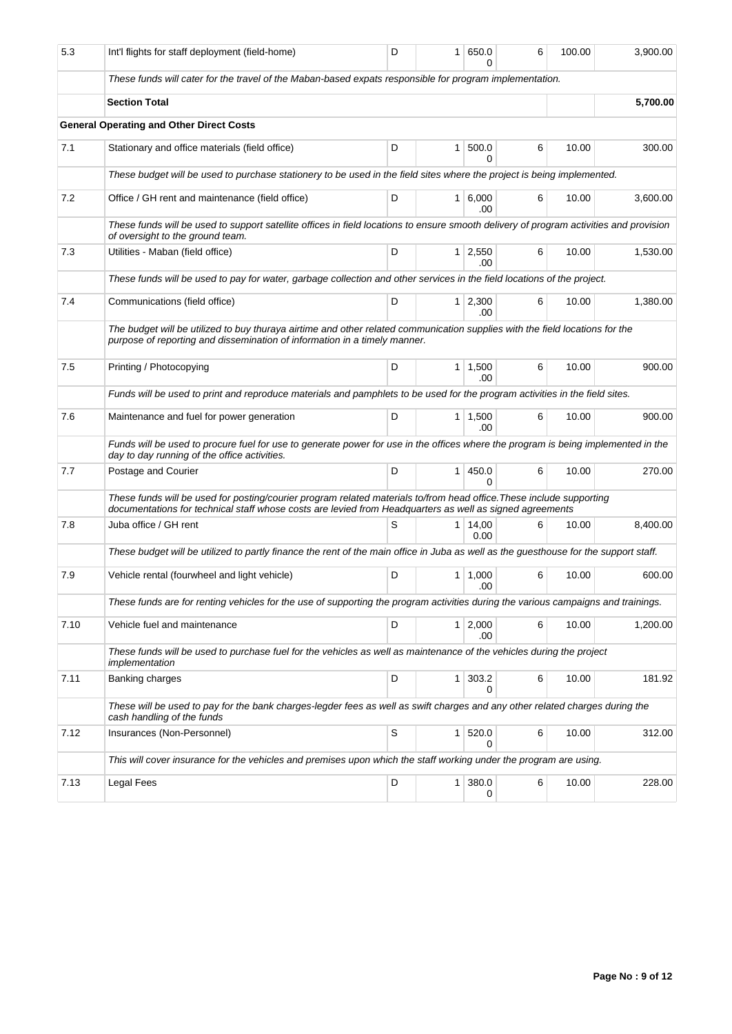| | | | | | | | |
|---|---|---|---|---|---|---|---|
| 5.3 | Int'l flights for staff deployment (field-home) | D | 1 | 650.00 | 6 | 100.00 | 3,900.00 |
| | *These funds will cater for the travel of the Maban-based expats responsible for program implementation.* | | | | | | |
| | **Section Total** | | | | | | **5,700.00** |
| | **General Operating and Other Direct Costs** | | | | | | |
| 7.1 | Stationary and office materials (field office) | D | 1 | 500.00 | 6 | 10.00 | 300.00 |
| | *These budget will be used to purchase stationery to be used in the field sites where the project is being implemented.* | | | | | | |
| 7.2 | Office / GH rent and maintenance (field office) | D | 1 | 6,000.00 | 6 | 10.00 | 3,600.00 |
| | *These funds will be used to support satellite offices in field locations to ensure smooth delivery of program activities and provision of oversight to the ground team.* | | | | | | |
| 7.3 | Utilities - Maban (field office) | D | 1 | 2,550.00 | 6 | 10.00 | 1,530.00 |
| | *These funds will be used to pay for water, garbage collection and other services in the field locations of the project.* | | | | | | |
| 7.4 | Communications (field office) | D | 1 | 2,300.00 | 6 | 10.00 | 1,380.00 |
| | *The budget will be utilized to buy thuraya airtime and other related communication supplies with the field locations for the purpose of reporting and dissemination of information in a timely manner.* | | | | | | |
| 7.5 | Printing / Photocopying | D | 1 | 1,500.00 | 6 | 10.00 | 900.00 |
| | *Funds will be used to print and reproduce materials and pamphlets to be used for the program activities in the field sites.* | | | | | | |
| 7.6 | Maintenance and fuel for power generation | D | 1 | 1,500.00 | 6 | 10.00 | 900.00 |
| | *Funds will be used to procure fuel for use to generate power for use in the offices where the program is being implemented in the day to day running of the office activities.* | | | | | | |
| 7.7 | Postage and Courier | D | 1 | 450.00 | 6 | 10.00 | 270.00 |
| | *These funds will be used for posting/courier program related materials to/from head office.These include supporting documentations for technical staff whose costs are levied from Headquarters as well as signed agreements* | | | | | | |
| 7.8 | Juba office / GH rent | S | 1 | 14,000.00 | 6 | 10.00 | 8,400.00 |
| | *These budget will be utilized to partly finance the rent of the main office in Juba as well as the guesthouse for the support staff.* | | | | | | |
| 7.9 | Vehicle rental (fourwheel and light vehicle) | D | 1 | 1,000.00 | 6 | 10.00 | 600.00 |
| | *These funds are for renting vehicles for the use of supporting the program activities during the various campaigns and trainings.* | | | | | | |
| 7.10 | Vehicle fuel and maintenance | D | 1 | 2,000.00 | 6 | 10.00 | 1,200.00 |
| | *These funds will be used to purchase fuel for the vehicles as well as maintenance of the vehicles during the project implementation* | | | | | | |
| 7.11 | Banking charges | D | 1 | 303.20 | 6 | 10.00 | 181.92 |
| | *These will be used to pay for the bank charges-legder fees as well as swift charges and any other related charges during the cash handling of the funds* | | | | | | |
| 7.12 | Insurances (Non-Personnel) | S | 1 | 520.00 | 6 | 10.00 | 312.00 |
| | *This will cover insurance for the vehicles and premises upon which the staff working under the program are using.* | | | | | | |
| 7.13 | Legal Fees | D | 1 | 380.00 | 6 | 10.00 | 228.00 |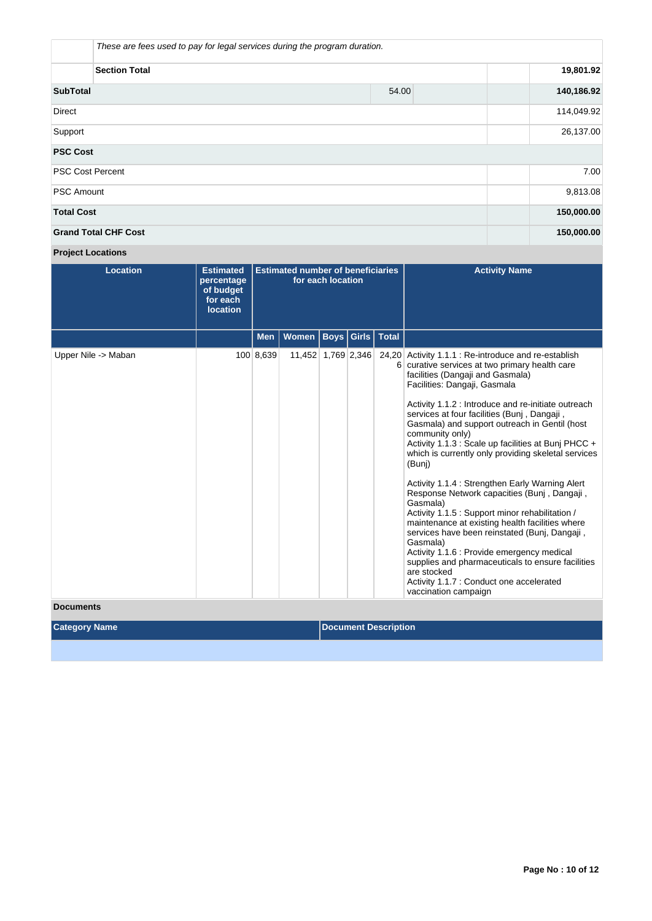| | | | | | |
|---|---|---|---|---|---|
| | *These are fees used to pay for legal services during the program duration.* | | | | |
| | **Section Total** | | | | **19,801.92** |
| **SubTotal** | | 54.00 | | | **140,186.92** |
| Direct | | | | | 114,049.92 |
| Support | | | | | 26,137.00 |
| **PSC Cost** | | | | | |
| PSC Cost Percent | | | | | 7.00 |
| PSC Amount | | | | | 9,813.08 |
| **Total Cost** | | | | | **150,000.00** |
| **Grand Total CHF Cost** | | | | | **150,000.00** |

**Project Locations**

| Location | Estimated percentage of budget for each location | Estimated number of beneficiaries for each location | | | | | Activity Name |
|---|---|---|---|---|---|---|---|
| | | Men | Women | Boys | Girls | Total | |
| Upper Nile -> Maban | 100 | 8,639 | 11,452 | 1,769 | 2,346 | 24,206 | Activity 1.1.1 : Re-introduce and re-establish curative services at two primary health care facilities (Dangaji and Gasmala)<br>Facilities: Dangaji, Gasmala<br><br>Activity 1.1.2 : Introduce and re-initiate outreach services at four facilities (Bunj , Dangaji , Gasmala) and support outreach in Gentil (host community only)<br>Activity 1.1.3 : Scale up facilities at Bunj PHCC + which is currently only providing skeletal services (Bunj)<br><br>Activity 1.1.4 : Strengthen Early Warning Alert Response Network capacities (Bunj , Dangaji , Gasmala)<br>Activity 1.1.5 : Support minor rehabilitation / maintenance at existing health facilities where services have been reinstated (Bunj, Dangaji , Gasmala)<br>Activity 1.1.6 : Provide emergency medical supplies and pharmaceuticals to ensure facilities are stocked<br>Activity 1.1.7 : Conduct one accelerated vaccination campaign |

**Documents**

| Category Name | Document Description |
|---|---|
| | |